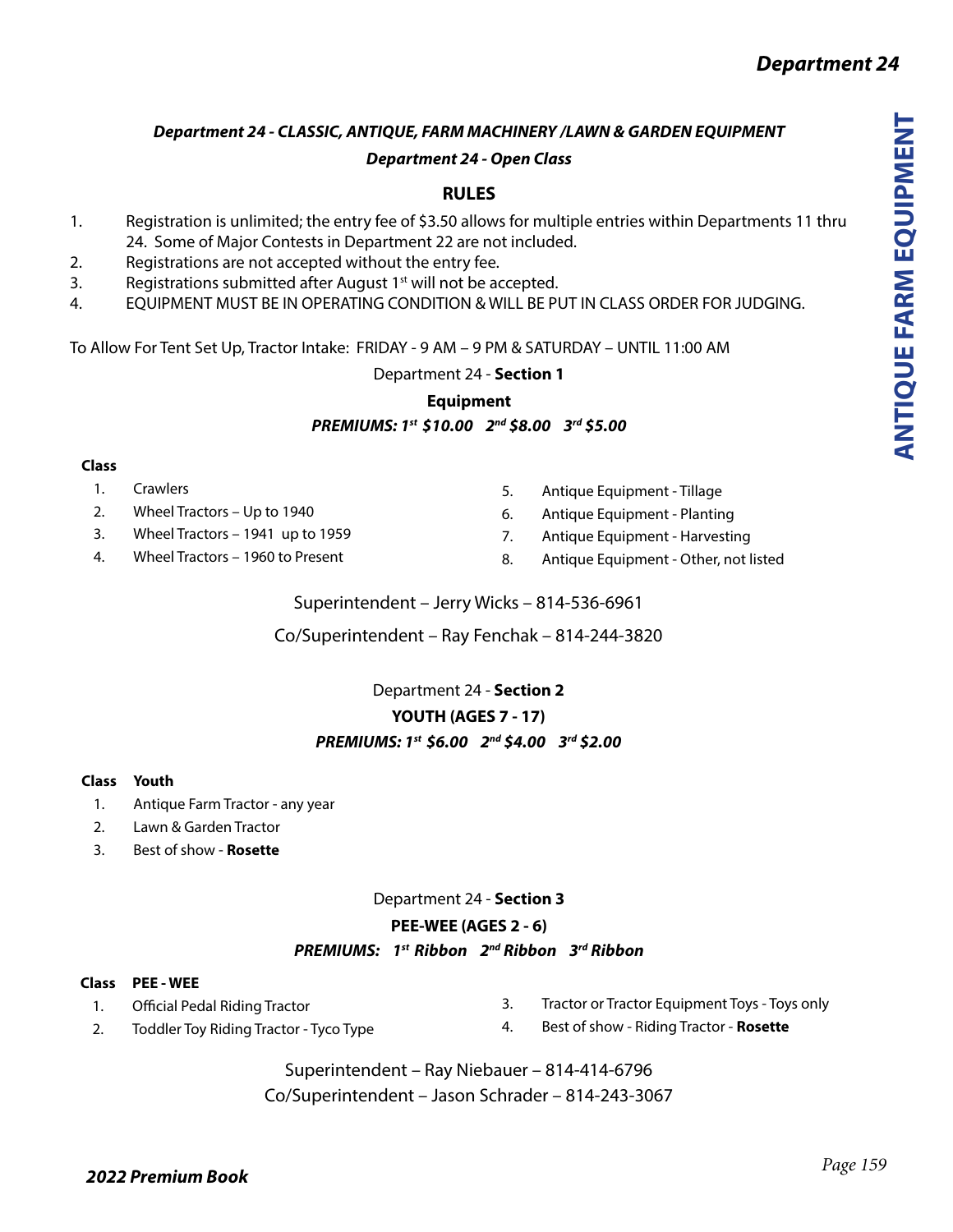### *Department 24 - CLASSIC, ANTIQUE, FARM MACHINERY /LAWN & GARDEN EQUIPMENT*

### *Department 24 - Open Class*

## RULES

1. Registration is unlimited; the entry fee of $3.50 allows for multiple entries within Departments 11 thru 24. Some of Major Contests in Department 22 are not included.
2. Registrations are not accepted without the entry fee.
3. Registrations submitted after August 1st will not be accepted.
4. EQUIPMENT MUST BE IN OPERATING CONDITION & WILL BE PUT IN CLASS ORDER FOR JUDGING.

To Allow For Tent Set Up, Tractor Intake: FRIDAY - 9 AM – 9 PM & SATURDAY – UNTIL 11:00 AM

Department 24 - **Section 1**

**Equipment**

***PREMIUMS: 1st $10.00 2nd $8.00 3rd $5.00***

**Class**

1. Crawlers
2. Wheel Tractors – Up to 1940
3. Wheel Tractors – 1941 up to 1959
4. Wheel Tractors – 1960 to Present
5. Antique Equipment - Tillage
6. Antique Equipment - Planting
7. Antique Equipment - Harvesting
8. Antique Equipment - Other, not listed

Superintendent – Jerry Wicks – 814-536-6961

Co/Superintendent – Ray Fenchak – 814-244-3820

Department 24 - **Section 2**

**YOUTH (AGES 7 - 17)**

***PREMIUMS: 1st $6.00 2nd $4.00 3rd $2.00***

**Class Youth**

1. Antique Farm Tractor - any year
2. Lawn & Garden Tractor
3. Best of show - **Rosette**

Department 24 - **Section 3**

**PEE-WEE (AGES 2 - 6)**

***PREMIUMS: 1st Ribbon 2nd Ribbon 3rd Ribbon***

**Class PEE - WEE**

1. Official Pedal Riding Tractor
2. Toddler Toy Riding Tractor - Tyco Type
3. Tractor or Tractor Equipment Toys - Toys only
4. Best of show - Riding Tractor - **Rosette**

Superintendent – Ray Niebauer – 814-414-6796

Co/Superintendent – Jason Schrader – 814-243-3067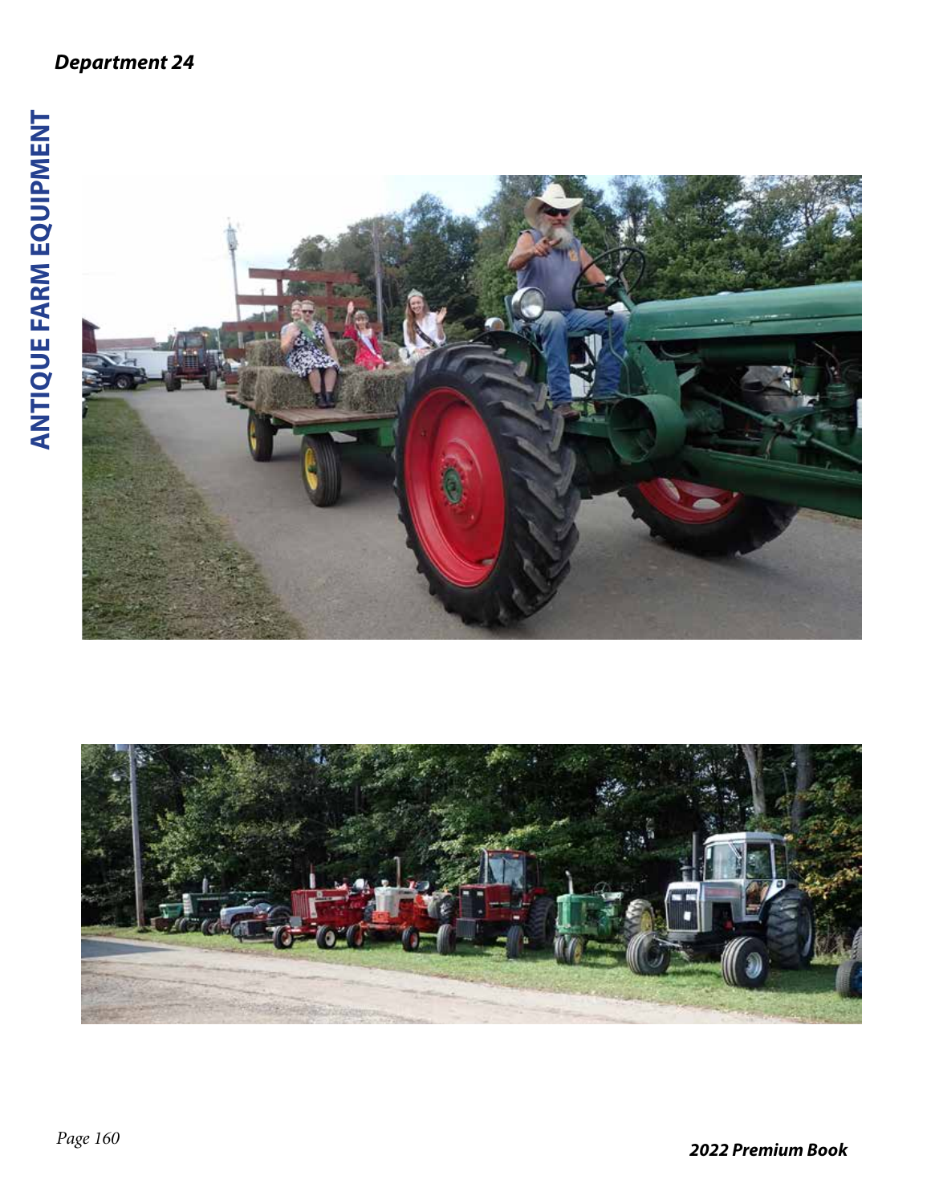*Department 24*

**ANTIQUE FARM EQUIPMENT**